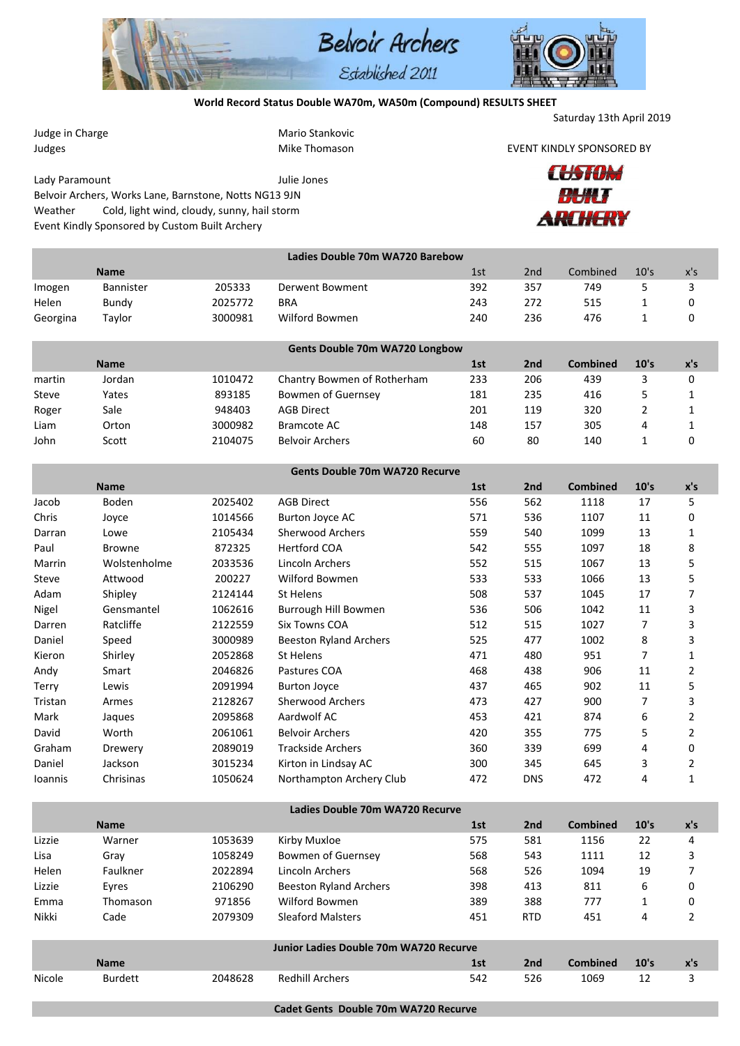# Belvoir Archers

Established 2011

**World Record Status Double WA70m, WA50m (Compound) RESULTS SHEET**

Saturday 13th April 2019

Judge in Charge Mario Stankovic

Judges Mike Thomason

EVENT KINDLY SPONSORED BY

CUSTOM BUILT ARCHERY

Lady Paramount Julie Jones

Belvoir Archers, Works Lane, Barnstone, Notts NG13 9JN

Weather Cold, light wind, cloudy, sunny, hail storm

Event Kindly Sponsored by Custom Built Archery

**Ladies Double 70m WA720 Barebow**

| | Name | | | 1st | 2nd | Combined | 10's | x's |
|---|---|---|---|---|---|---|---|---|
| Imogen | Bannister | 205333 | Derwent Bowment | 392 | 357 | 749 | 5 | 3 |
| Helen | Bundy | 2025772 | BRA | 243 | 272 | 515 | 1 | 0 |
| Georgina | Taylor | 3000981 | Wilford Bowmen | 240 | 236 | 476 | 1 | 0 |

**Gents Double 70m WA720 Longbow**

| | Name | | | 1st | 2nd | Combined | 10's | x's |
|---|---|---|---|---|---|---|---|---|
| martin | Jordan | 1010472 | Chantry Bowmen of Rotherham | 233 | 206 | 439 | 3 | 0 |
| Steve | Yates | 893185 | Bowmen of Guernsey | 181 | 235 | 416 | 5 | 1 |
| Roger | Sale | 948403 | AGB Direct | 201 | 119 | 320 | 2 | 1 |
| Liam | Orton | 3000982 | Bramcote AC | 148 | 157 | 305 | 4 | 1 |
| John | Scott | 2104075 | Belvoir Archers | 60 | 80 | 140 | 1 | 0 |

**Gents Double 70m WA720 Recurve**

| | Name | | | 1st | 2nd | Combined | 10's | x's |
|---|---|---|---|---|---|---|---|---|
| Jacob | Boden | 2025402 | AGB Direct | 556 | 562 | 1118 | 17 | 5 |
| Chris | Joyce | 1014566 | Burton Joyce AC | 571 | 536 | 1107 | 11 | 0 |
| Darran | Lowe | 2105434 | Sherwood Archers | 559 | 540 | 1099 | 13 | 1 |
| Paul | Browne | 872325 | Hertford COA | 542 | 555 | 1097 | 18 | 8 |
| Marrin | Wolstenholme | 2033536 | Lincoln Archers | 552 | 515 | 1067 | 13 | 5 |
| Steve | Attwood | 200227 | Wilford Bowmen | 533 | 533 | 1066 | 13 | 5 |
| Adam | Shipley | 2124144 | St Helens | 508 | 537 | 1045 | 17 | 7 |
| Nigel | Gensmantel | 1062616 | Burrough Hill Bowmen | 536 | 506 | 1042 | 11 | 3 |
| Darren | Ratcliffe | 2122559 | Six Towns COA | 512 | 515 | 1027 | 7 | 3 |
| Daniel | Speed | 3000989 | Beeston Ryland Archers | 525 | 477 | 1002 | 8 | 3 |
| Kieron | Shirley | 2052868 | St Helens | 471 | 480 | 951 | 7 | 1 |
| Andy | Smart | 2046826 | Pastures COA | 468 | 438 | 906 | 11 | 2 |
| Terry | Lewis | 2091994 | Burton Joyce | 437 | 465 | 902 | 11 | 5 |
| Tristan | Armes | 2128267 | Sherwood Archers | 473 | 427 | 900 | 7 | 3 |
| Mark | Jaques | 2095868 | Aardwolf AC | 453 | 421 | 874 | 6 | 2 |
| David | Worth | 2061061 | Belvoir Archers | 420 | 355 | 775 | 5 | 2 |
| Graham | Drewery | 2089019 | Trackside Archers | 360 | 339 | 699 | 4 | 0 |
| Daniel | Jackson | 3015234 | Kirton in Lindsay AC | 300 | 345 | 645 | 3 | 2 |
| Ioannis | Chrisinas | 1050624 | Northampton Archery Club | 472 | DNS | 472 | 4 | 1 |

**Ladies Double 70m WA720 Recurve**

| | Name | | | 1st | 2nd | Combined | 10's | x's |
|---|---|---|---|---|---|---|---|---|
| Lizzie | Warner | 1053639 | Kirby Muxloe | 575 | 581 | 1156 | 22 | 4 |
| Lisa | Gray | 1058249 | Bowmen of Guernsey | 568 | 543 | 1111 | 12 | 3 |
| Helen | Faulkner | 2022894 | Lincoln Archers | 568 | 526 | 1094 | 19 | 7 |
| Lizzie | Eyres | 2106290 | Beeston Ryland Archers | 398 | 413 | 811 | 6 | 0 |
| Emma | Thomason | 971856 | Wilford Bowmen | 389 | 388 | 777 | 1 | 0 |
| Nikki | Cade | 2079309 | Sleaford Malsters | 451 | RTD | 451 | 4 | 2 |

**Junior Ladies Double 70m WA720 Recurve**

| | Name | | | 1st | 2nd | Combined | 10's | x's |
|---|---|---|---|---|---|---|---|---|
| Nicole | Burdett | 2048628 | Redhill Archers | 542 | 526 | 1069 | 12 | 3 |

**Cadet Gents Double 70m WA720 Recurve**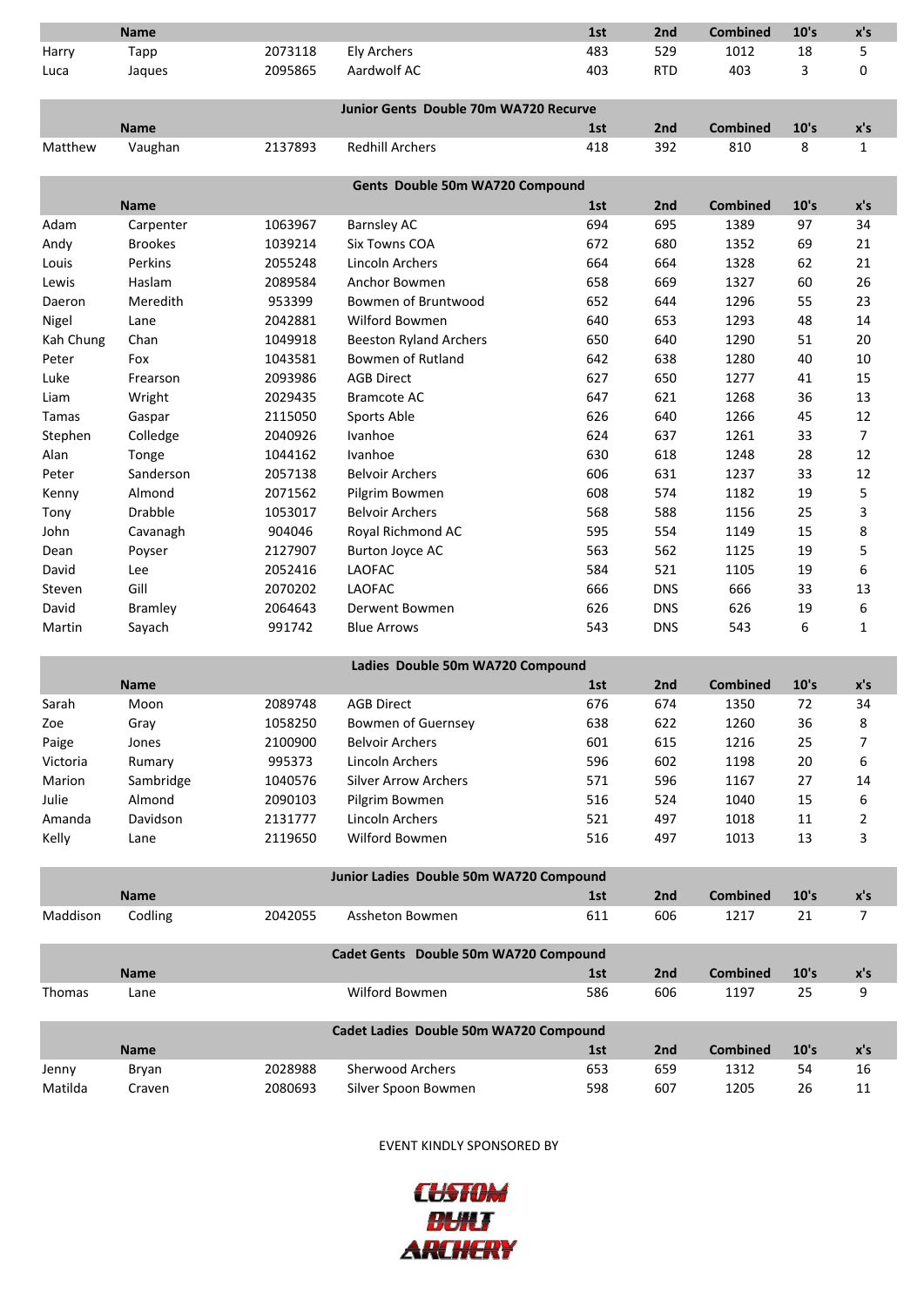| | Name | | | 1st | 2nd | Combined | 10's | x's |
|---|---|---|---|---|---|---|---|---|
| Harry | Tapp | 2073118 | Ely Archers | 483 | 529 | 1012 | 18 | 5 |
| Luca | Jaques | 2095865 | Aardwolf AC | 403 | RTD | 403 | 3 | 0 |

## Junior Gents Double 70m WA720 Recurve

| | Name | | | 1st | 2nd | Combined | 10's | x's |
|---|---|---|---|---|---|---|---|---|
| Matthew | Vaughan | 2137893 | Redhill Archers | 418 | 392 | 810 | 8 | 1 |

## Gents Double 50m WA720 Compound

| | Name | | | 1st | 2nd | Combined | 10's | x's |
|---|---|---|---|---|---|---|---|---|
| Adam | Carpenter | 1063967 | Barnsley AC | 694 | 695 | 1389 | 97 | 34 |
| Andy | Brookes | 1039214 | Six Towns COA | 672 | 680 | 1352 | 69 | 21 |
| Louis | Perkins | 2055248 | Lincoln Archers | 664 | 664 | 1328 | 62 | 21 |
| Lewis | Haslam | 2089584 | Anchor Bowmen | 658 | 669 | 1327 | 60 | 26 |
| Daeron | Meredith | 953399 | Bowmen of Bruntwood | 652 | 644 | 1296 | 55 | 23 |
| Nigel | Lane | 2042881 | Wilford Bowmen | 640 | 653 | 1293 | 48 | 14 |
| Kah Chung | Chan | 1049918 | Beeston Ryland Archers | 650 | 640 | 1290 | 51 | 20 |
| Peter | Fox | 1043581 | Bowmen of Rutland | 642 | 638 | 1280 | 40 | 10 |
| Luke | Frearson | 2093986 | AGB Direct | 627 | 650 | 1277 | 41 | 15 |
| Liam | Wright | 2029435 | Bramcote AC | 647 | 621 | 1268 | 36 | 13 |
| Tamas | Gaspar | 2115050 | Sports Able | 626 | 640 | 1266 | 45 | 12 |
| Stephen | Colledge | 2040926 | Ivanhoe | 624 | 637 | 1261 | 33 | 7 |
| Alan | Tonge | 1044162 | Ivanhoe | 630 | 618 | 1248 | 28 | 12 |
| Peter | Sanderson | 2057138 | Belvoir Archers | 606 | 631 | 1237 | 33 | 12 |
| Kenny | Almond | 2071562 | Pilgrim Bowmen | 608 | 574 | 1182 | 19 | 5 |
| Tony | Drabble | 1053017 | Belvoir Archers | 568 | 588 | 1156 | 25 | 3 |
| John | Cavanagh | 904046 | Royal Richmond AC | 595 | 554 | 1149 | 15 | 8 |
| Dean | Poyser | 2127907 | Burton Joyce AC | 563 | 562 | 1125 | 19 | 5 |
| David | Lee | 2052416 | LAOFAC | 584 | 521 | 1105 | 19 | 6 |
| Steven | Gill | 2070202 | LAOFAC | 666 | DNS | 666 | 33 | 13 |
| David | Bramley | 2064643 | Derwent Bowmen | 626 | DNS | 626 | 19 | 6 |
| Martin | Sayach | 991742 | Blue Arrows | 543 | DNS | 543 | 6 | 1 |

## Ladies Double 50m WA720 Compound

| | Name | | | 1st | 2nd | Combined | 10's | x's |
|---|---|---|---|---|---|---|---|---|
| Sarah | Moon | 2089748 | AGB Direct | 676 | 674 | 1350 | 72 | 34 |
| Zoe | Gray | 1058250 | Bowmen of Guernsey | 638 | 622 | 1260 | 36 | 8 |
| Paige | Jones | 2100900 | Belvoir Archers | 601 | 615 | 1216 | 25 | 7 |
| Victoria | Rumary | 995373 | Lincoln Archers | 596 | 602 | 1198 | 20 | 6 |
| Marion | Sambridge | 1040576 | Silver Arrow Archers | 571 | 596 | 1167 | 27 | 14 |
| Julie | Almond | 2090103 | Pilgrim Bowmen | 516 | 524 | 1040 | 15 | 6 |
| Amanda | Davidson | 2131777 | Lincoln Archers | 521 | 497 | 1018 | 11 | 2 |
| Kelly | Lane | 2119650 | Wilford Bowmen | 516 | 497 | 1013 | 13 | 3 |

## Junior Ladies Double 50m WA720 Compound

| | Name | | | 1st | 2nd | Combined | 10's | x's |
|---|---|---|---|---|---|---|---|---|
| Maddison | Codling | 2042055 | Assheton Bowmen | 611 | 606 | 1217 | 21 | 7 |

## Cadet Gents Double 50m WA720 Compound

| | Name | | | 1st | 2nd | Combined | 10's | x's |
|---|---|---|---|---|---|---|---|---|
| Thomas | Lane | | Wilford Bowmen | 586 | 606 | 1197 | 25 | 9 |

## Cadet Ladies Double 50m WA720 Compound

| | Name | | | 1st | 2nd | Combined | 10's | x's |
|---|---|---|---|---|---|---|---|---|
| Jenny | Bryan | 2028988 | Sherwood Archers | 653 | 659 | 1312 | 54 | 16 |
| Matilda | Craven | 2080693 | Silver Spoon Bowmen | 598 | 607 | 1205 | 26 | 11 |

EVENT KINDLY SPONSORED BY

CUSTOM BUILT ARCHERY